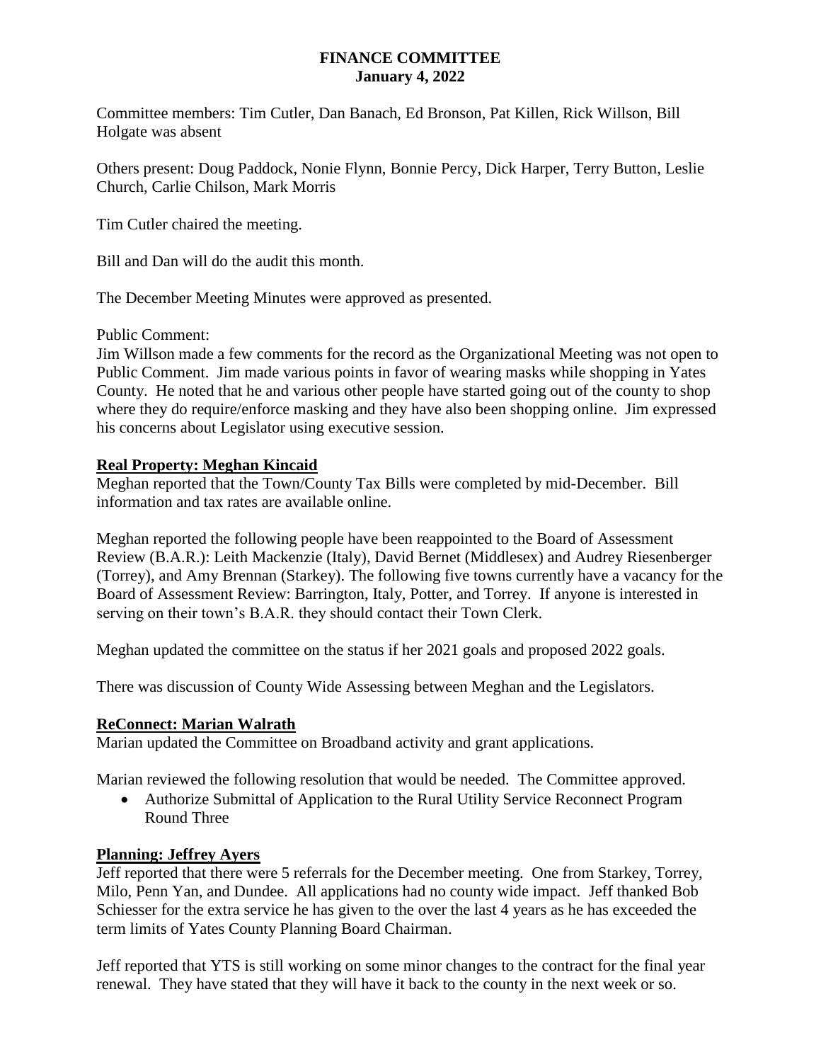# FINANCE COMMITTEE
## January 4, 2022

Committee members: Tim Cutler, Dan Banach, Ed Bronson, Pat Killen, Rick Willson, Bill Holgate was absent

Others present: Doug Paddock, Nonie Flynn, Bonnie Percy, Dick Harper, Terry Button, Leslie Church, Carlie Chilson, Mark Morris

Tim Cutler chaired the meeting.

Bill and Dan will do the audit this month.

The December Meeting Minutes were approved as presented.

Public Comment:
Jim Willson made a few comments for the record as the Organizational Meeting was not open to Public Comment. Jim made various points in favor of wearing masks while shopping in Yates County. He noted that he and various other people have started going out of the county to shop where they do require/enforce masking and they have also been shopping online. Jim expressed his concerns about Legislator using executive session.

### Real Property: Meghan Kincaid

Meghan reported that the Town/County Tax Bills were completed by mid-December. Bill information and tax rates are available online.

Meghan reported the following people have been reappointed to the Board of Assessment Review (B.A.R.): Leith Mackenzie (Italy), David Bernet (Middlesex) and Audrey Riesenberger (Torrey), and Amy Brennan (Starkey). The following five towns currently have a vacancy for the Board of Assessment Review: Barrington, Italy, Potter, and Torrey. If anyone is interested in serving on their town's B.A.R. they should contact their Town Clerk.

Meghan updated the committee on the status if her 2021 goals and proposed 2022 goals.

There was discussion of County Wide Assessing between Meghan and the Legislators.

### ReConnect: Marian Walrath

Marian updated the Committee on Broadband activity and grant applications.

Marian reviewed the following resolution that would be needed. The Committee approved.

- Authorize Submittal of Application to the Rural Utility Service Reconnect Program Round Three

### Planning: Jeffrey Ayers

Jeff reported that there were 5 referrals for the December meeting. One from Starkey, Torrey, Milo, Penn Yan, and Dundee. All applications had no county wide impact. Jeff thanked Bob Schiesser for the extra service he has given to the over the last 4 years as he has exceeded the term limits of Yates County Planning Board Chairman.

Jeff reported that YTS is still working on some minor changes to the contract for the final year renewal. They have stated that they will have it back to the county in the next week or so.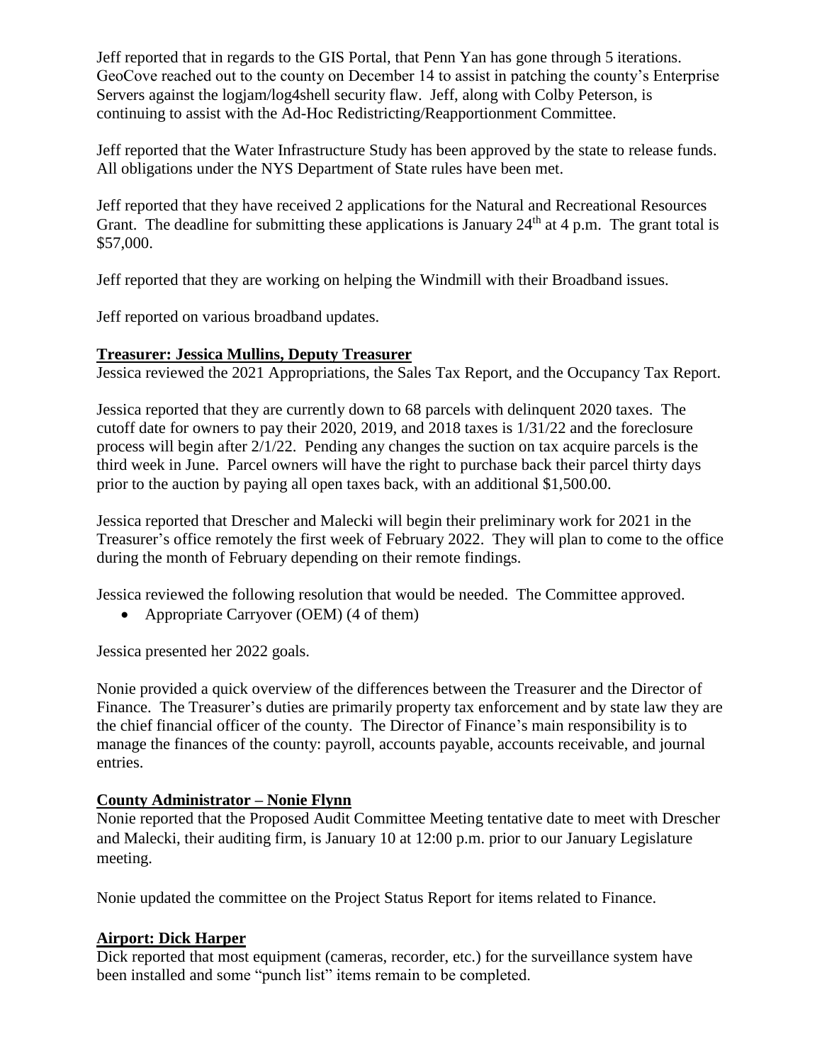Jeff reported that in regards to the GIS Portal, that Penn Yan has gone through 5 iterations. GeoCove reached out to the county on December 14 to assist in patching the county's Enterprise Servers against the logjam/log4shell security flaw. Jeff, along with Colby Peterson, is continuing to assist with the Ad-Hoc Redistricting/Reapportionment Committee.

Jeff reported that the Water Infrastructure Study has been approved by the state to release funds. All obligations under the NYS Department of State rules have been met.

Jeff reported that they have received 2 applications for the Natural and Recreational Resources Grant. The deadline for submitting these applications is January 24th at 4 p.m. The grant total is \$57,000.

Jeff reported that they are working on helping the Windmill with their Broadband issues.

Jeff reported on various broadband updates.

**Treasurer: Jessica Mullins, Deputy Treasurer**

Jessica reviewed the 2021 Appropriations, the Sales Tax Report, and the Occupancy Tax Report.

Jessica reported that they are currently down to 68 parcels with delinquent 2020 taxes. The cutoff date for owners to pay their 2020, 2019, and 2018 taxes is 1/31/22 and the foreclosure process will begin after 2/1/22. Pending any changes the suction on tax acquire parcels is the third week in June. Parcel owners will have the right to purchase back their parcel thirty days prior to the auction by paying all open taxes back, with an additional \$1,500.00.

Jessica reported that Drescher and Malecki will begin their preliminary work for 2021 in the Treasurer's office remotely the first week of February 2022. They will plan to come to the office during the month of February depending on their remote findings.

Jessica reviewed the following resolution that would be needed. The Committee approved.

- Appropriate Carryover (OEM) (4 of them)

Jessica presented her 2022 goals.

Nonie provided a quick overview of the differences between the Treasurer and the Director of Finance. The Treasurer's duties are primarily property tax enforcement and by state law they are the chief financial officer of the county. The Director of Finance's main responsibility is to manage the finances of the county: payroll, accounts payable, accounts receivable, and journal entries.

**County Administrator – Nonie Flynn**

Nonie reported that the Proposed Audit Committee Meeting tentative date to meet with Drescher and Malecki, their auditing firm, is January 10 at 12:00 p.m. prior to our January Legislature meeting.

Nonie updated the committee on the Project Status Report for items related to Finance.

**Airport: Dick Harper**

Dick reported that most equipment (cameras, recorder, etc.) for the surveillance system have been installed and some "punch list" items remain to be completed.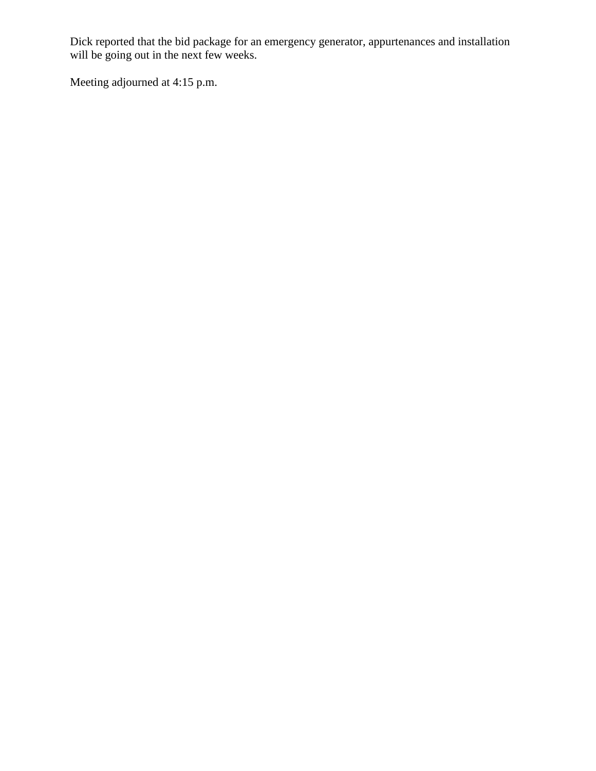Dick reported that the bid package for an emergency generator, appurtenances and installation will be going out in the next few weeks.

Meeting adjourned at 4:15 p.m.